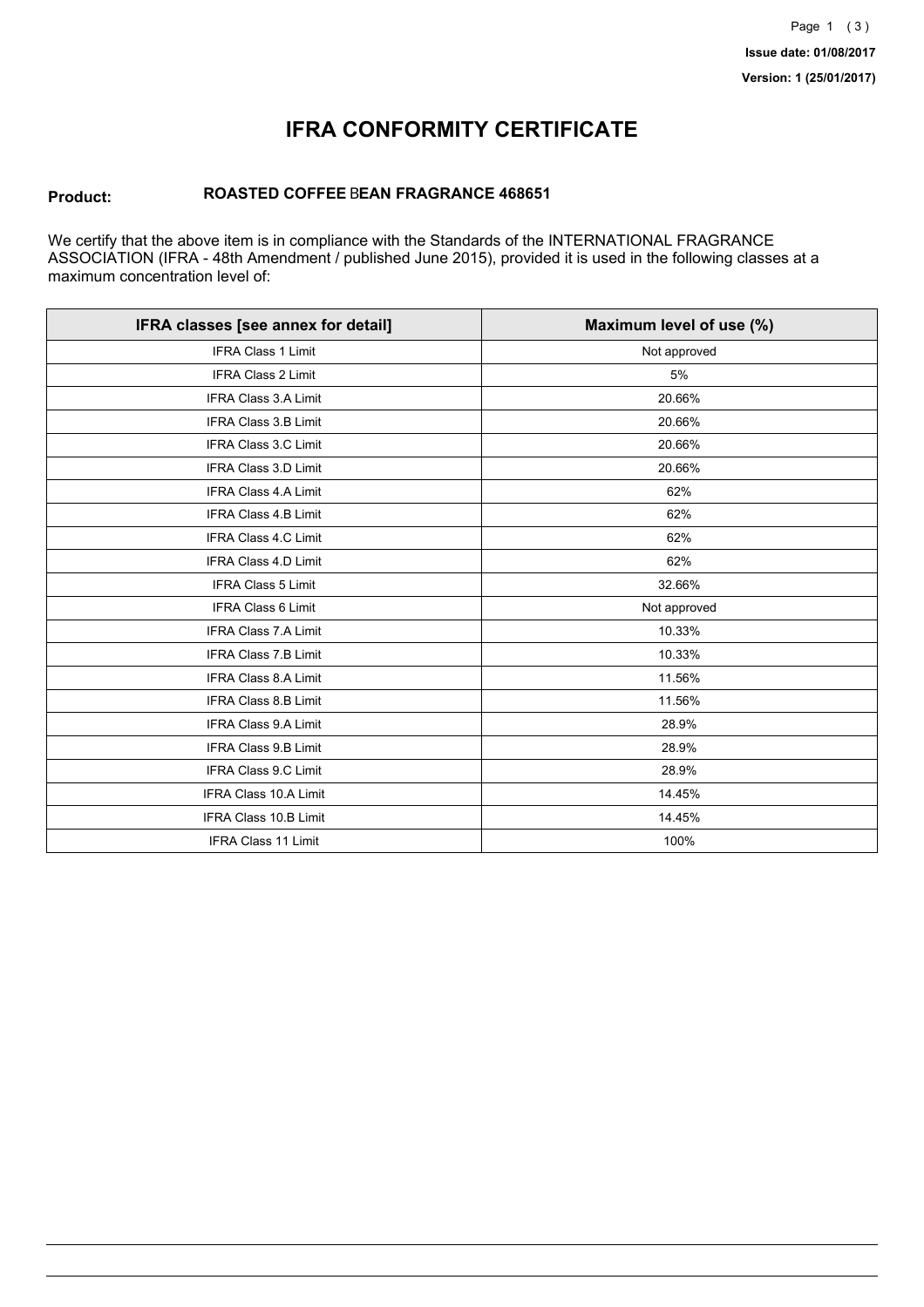Issue date: 01/08/2017

Version: 1 (25/01/2017)

# IFRA CONFORMITY CERTIFICATE

**Product:** **ROASTED COFFEE BEAN FRAGRANCE 468651**

We certify that the above item is in compliance with the Standards of the INTERNATIONAL FRAGRANCE ASSOCIATION (IFRA - 48th Amendment / published June 2015), provided it is used in the following classes at a maximum concentration level of:

| IFRA classes [see annex for detail] | Maximum level of use (%) |
|---|---|
| IFRA Class 1 Limit | Not approved |
| IFRA Class 2 Limit | 5% |
| IFRA Class 3.A Limit | 20.66% |
| IFRA Class 3.B Limit | 20.66% |
| IFRA Class 3.C Limit | 20.66% |
| IFRA Class 3.D Limit | 20.66% |
| IFRA Class 4.A Limit | 62% |
| IFRA Class 4.B Limit | 62% |
| IFRA Class 4.C Limit | 62% |
| IFRA Class 4.D Limit | 62% |
| IFRA Class 5 Limit | 32.66% |
| IFRA Class 6 Limit | Not approved |
| IFRA Class 7.A Limit | 10.33% |
| IFRA Class 7.B Limit | 10.33% |
| IFRA Class 8.A Limit | 11.56% |
| IFRA Class 8.B Limit | 11.56% |
| IFRA Class 9.A Limit | 28.9% |
| IFRA Class 9.B Limit | 28.9% |
| IFRA Class 9.C Limit | 28.9% |
| IFRA Class 10.A Limit | 14.45% |
| IFRA Class 10.B Limit | 14.45% |
| IFRA Class 11 Limit | 100% |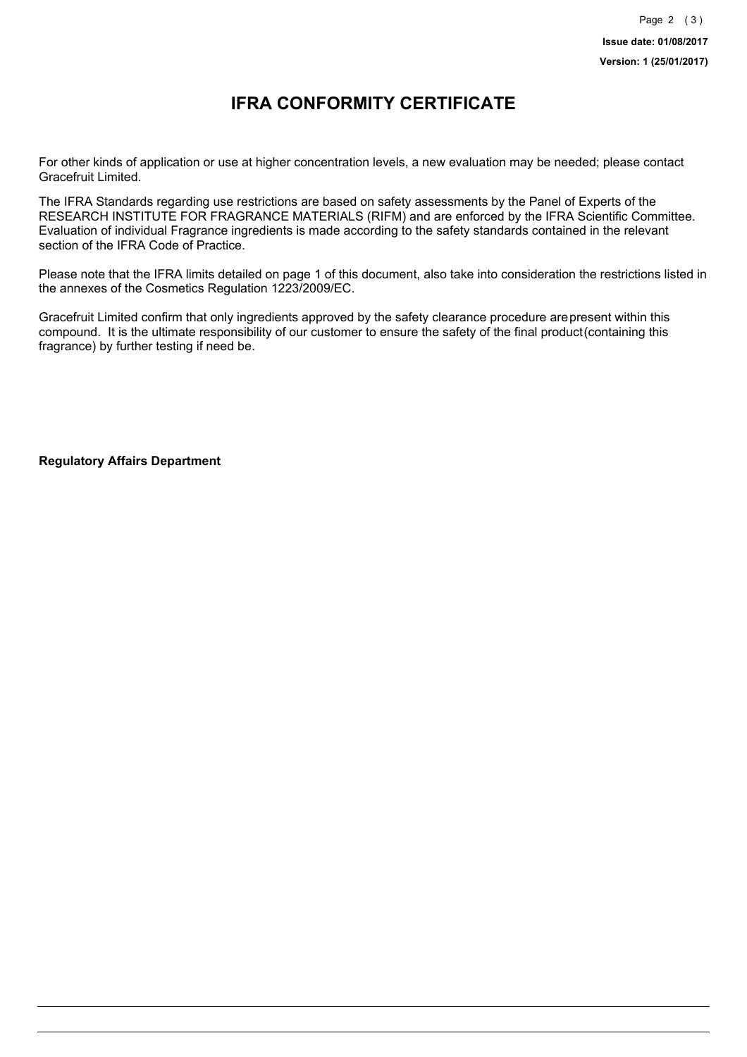# IFRA CONFORMITY CERTIFICATE

For other kinds of application or use at higher concentration levels, a new evaluation may be needed; please contact Gracefruit Limited.

The IFRA Standards regarding use restrictions are based on safety assessments by the Panel of Experts of the RESEARCH INSTITUTE FOR FRAGRANCE MATERIALS (RIFM) and are enforced by the IFRA Scientific Committee. Evaluation of individual Fragrance ingredients is made according to the safety standards contained in the relevant section of the IFRA Code of Practice.

Please note that the IFRA limits detailed on page 1 of this document, also take into consideration the restrictions listed in the annexes of the Cosmetics Regulation 1223/2009/EC.

Gracefruit Limited confirm that only ingredients approved by the safety clearance procedure are present within this compound. It is the ultimate responsibility of our customer to ensure the safety of the final product (containing this fragrance) by further testing if need be.

**Regulatory Affairs Department**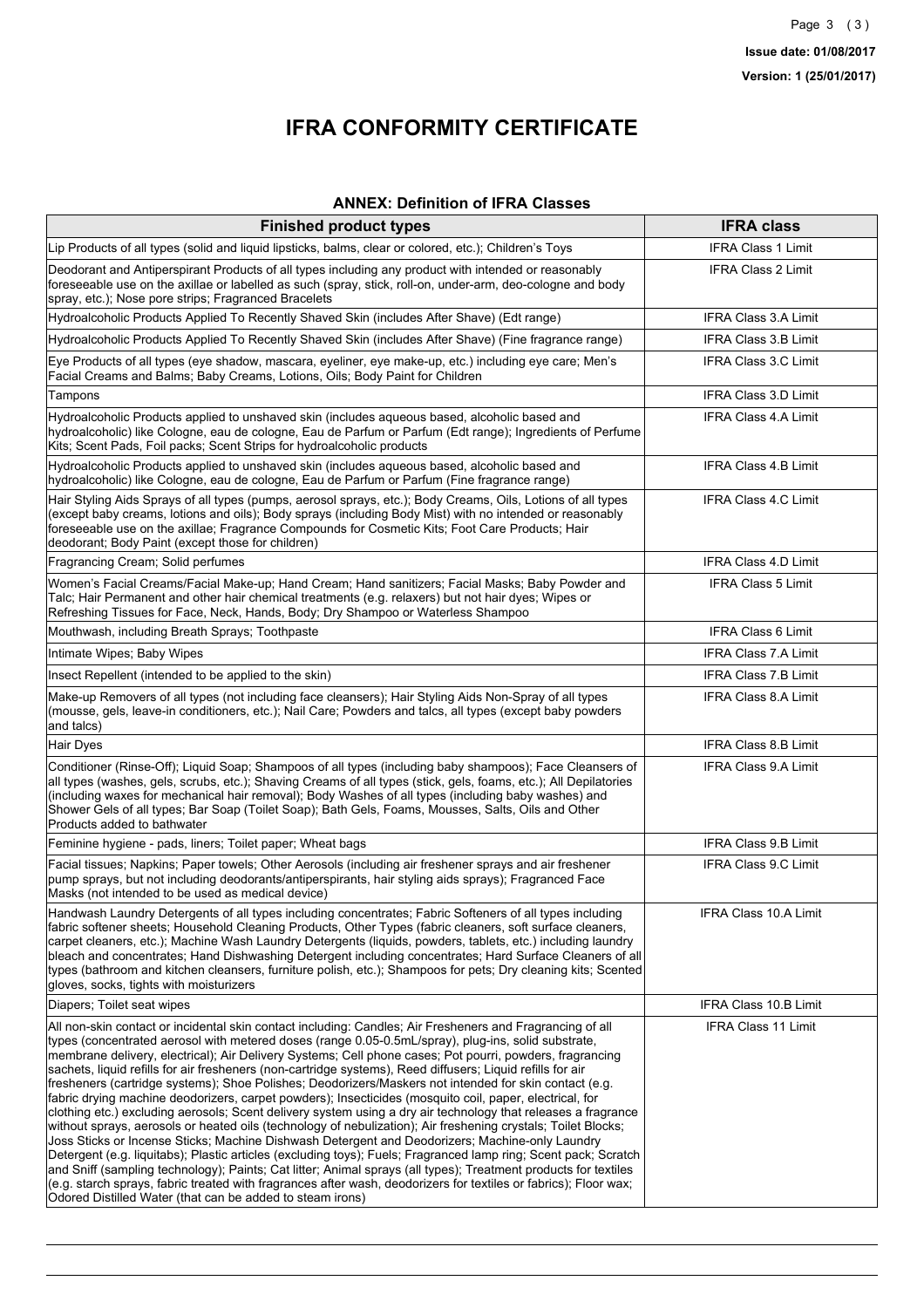# IFRA CONFORMITY CERTIFICATE

### ANNEX: Definition of IFRA Classes

| Finished product types | IFRA class |
|---|---|
| Lip Products of all types (solid and liquid lipsticks, balms, clear or colored, etc.); Children's Toys | IFRA Class 1 Limit |
| Deodorant and Antiperspirant Products of all types including any product with intended or reasonably foreseeable use on the axillae or labelled as such (spray, stick, roll-on, under-arm, deo-cologne and body spray, etc.); Nose pore strips; Fragranced Bracelets | IFRA Class 2 Limit |
| Hydroalcoholic Products Applied To Recently Shaved Skin (includes After Shave) (Edt range) | IFRA Class 3.A Limit |
| Hydroalcoholic Products Applied To Recently Shaved Skin (includes After Shave) (Fine fragrance range) | IFRA Class 3.B Limit |
| Eye Products of all types (eye shadow, mascara, eyeliner, eye make-up, etc.) including eye care; Men's Facial Creams and Balms; Baby Creams, Lotions, Oils; Body Paint for Children | IFRA Class 3.C Limit |
| Tampons | IFRA Class 3.D Limit |
| Hydroalcoholic Products applied to unshaved skin (includes aqueous based, alcoholic based and hydroalcoholic) like Cologne, eau de cologne, Eau de Parfum or Parfum (Edt range); Ingredients of Perfume Kits; Scent Pads, Foil packs; Scent Strips for hydroalcoholic products | IFRA Class 4.A Limit |
| Hydroalcoholic Products applied to unshaved skin (includes aqueous based, alcoholic based and hydroalcoholic) like Cologne, eau de cologne, Eau de Parfum or Parfum (Fine fragrance range) | IFRA Class 4.B Limit |
| Hair Styling Aids Sprays of all types (pumps, aerosol sprays, etc.); Body Creams, Oils, Lotions of all types (except baby creams, lotions and oils); Body sprays (including Body Mist) with no intended or reasonably foreseeable use on the axillae; Fragrance Compounds for Cosmetic Kits; Foot Care Products; Hair deodorant; Body Paint (except those for children) | IFRA Class 4.C Limit |
| Fragrancing Cream; Solid perfumes | IFRA Class 4.D Limit |
| Women's Facial Creams/Facial Make-up; Hand Cream; Hand sanitizers; Facial Masks; Baby Powder and Talc; Hair Permanent and other hair chemical treatments (e.g. relaxers) but not hair dyes; Wipes or Refreshing Tissues for Face, Neck, Hands, Body; Dry Shampoo or Waterless Shampoo | IFRA Class 5 Limit |
| Mouthwash, including Breath Sprays; Toothpaste | IFRA Class 6 Limit |
| Intimate Wipes; Baby Wipes | IFRA Class 7.A Limit |
| Insect Repellent (intended to be applied to the skin) | IFRA Class 7.B Limit |
| Make-up Removers of all types (not including face cleansers); Hair Styling Aids Non-Spray of all types (mousse, gels, leave-in conditioners, etc.); Nail Care; Powders and talcs, all types (except baby powders and talcs) | IFRA Class 8.A Limit |
| Hair Dyes | IFRA Class 8.B Limit |
| Conditioner (Rinse-Off); Liquid Soap; Shampoos of all types (including baby shampoos); Face Cleansers of all types (washes, gels, scrubs, etc.); Shaving Creams of all types (stick, gels, foams, etc.); All Depilatories (including waxes for mechanical hair removal); Body Washes of all types (including baby washes) and Shower Gels of all types; Bar Soap (Toilet Soap); Bath Gels, Foams, Mousses, Salts, Oils and Other Products added to bathwater | IFRA Class 9.A Limit |
| Feminine hygiene - pads, liners; Toilet paper; Wheat bags | IFRA Class 9.B Limit |
| Facial tissues; Napkins; Paper towels; Other Aerosols (including air freshener sprays and air freshener pump sprays, but not including deodorants/antiperspirants, hair styling aids sprays); Fragranced Face Masks (not intended to be used as medical device) | IFRA Class 9.C Limit |
| Handwash Laundry Detergents of all types including concentrates; Fabric Softeners of all types including fabric softener sheets; Household Cleaning Products, Other Types (fabric cleaners, soft surface cleaners, carpet cleaners, etc.); Machine Wash Laundry Detergents (liquids, powders, tablets, etc.) including laundry bleach and concentrates; Hand Dishwashing Detergent including concentrates; Hard Surface Cleaners of all types (bathroom and kitchen cleansers, furniture polish, etc.); Shampoos for pets; Dry cleaning kits; Scented gloves, socks, tights with moisturizers | IFRA Class 10.A Limit |
| Diapers; Toilet seat wipes | IFRA Class 10.B Limit |
| All non-skin contact or incidental skin contact including: Candles; Air Fresheners and Fragrancing of all types (concentrated aerosol with metered doses (range 0.05-0.5mL/spray), plug-ins, solid substrate, membrane delivery, electrical); Air Delivery Systems; Cell phone cases; Pot pourri, powders, fragrancing sachets, liquid refills for air fresheners (non-cartridge systems), Reed diffusers; Liquid refills for air fresheners (cartridge systems); Shoe Polishes; Deodorizers/Maskers not intended for skin contact (e.g. fabric drying machine deodorizers, carpet powders); Insecticides (mosquito coil, paper, electrical, for clothing etc.) excluding aerosols; Scent delivery system using a dry air technology that releases a fragrance without sprays, aerosols or heated oils (technology of nebulization); Air freshening crystals; Toilet Blocks; Joss Sticks or Incense Sticks; Machine Dishwash Detergent and Deodorizers; Machine-only Laundry Detergent (e.g. liquitabs); Plastic articles (excluding toys); Fuels; Fragranced lamp ring; Scent pack; Scratch and Sniff (sampling technology); Paints; Cat litter; Animal sprays (all types); Treatment products for textiles (e.g. starch sprays, fabric treated with fragrances after wash, deodorizers for textiles or fabrics); Floor wax; Odored Distilled Water (that can be added to steam irons) | IFRA Class 11 Limit |